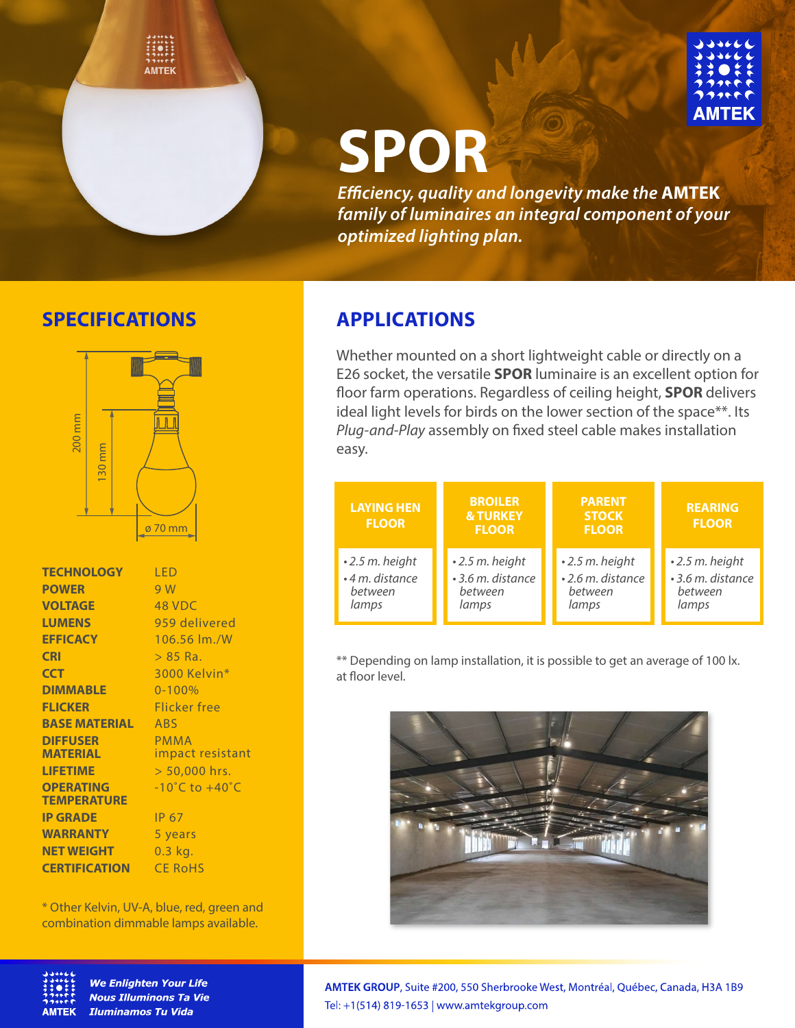# SPOR

*Efficiency, quality and longevity make the* ***AMTEK*** *family of luminaires an integral component of your optimized lighting plan.*

## SPECIFICATIONS

200 mm
130 mm
ø 70 mm

| | |
|---|---|
| **TECHNOLOGY** | LED |
| **POWER** | 9 W |
| **VOLTAGE** | 48 VDC |
| **LUMENS** | 959 delivered |
| **EFFICACY** | 106.56 lm./W |
| **CRI** | > 85 Ra. |
| **CCT** | 3000 Kelvin* |
| **DIMMABLE** | 0-100% |
| **FLICKER** | Flicker free |
| **BASE MATERIAL** | ABS |
| **DIFFUSER MATERIAL** | PMMA impact resistant |
| **LIFETIME** | > 50,000 hrs. |
| **OPERATING TEMPERATURE** | -10˚C to +40˚C |
| **IP GRADE** | IP 67 |
| **WARRANTY** | 5 years |
| **NET WEIGHT** | 0.3 kg. |
| **CERTIFICATION** | CE RoHS |

* Other Kelvin, UV-A, blue, red, green and combination dimmable lamps available.

## APPLICATIONS

Whether mounted on a short lightweight cable or directly on a E26 socket, the versatile **SPOR** luminaire is an excellent option for floor farm operations. Regardless of ceiling height, **SPOR** delivers ideal light levels for birds on the lower section of the space**. Its *Plug-and-Play* assembly on fixed steel cable makes installation easy.

| LAYING HEN FLOOR | BROILER & TURKEY FLOOR | PARENT STOCK FLOOR | REARING FLOOR |
|---|---|---|---|
| • *2.5 m. height*<br>• *4 m. distance between lamps* | • *2.5 m. height*<br>• *3.6 m. distance between lamps* | • *2.5 m. height*<br>• *2.6 m. distance between lamps* | • *2.5 m. height*<br>• *3.6 m. distance between lamps* |

** Depending on lamp installation, it is possible to get an average of 100 lx. at floor level.

*We Enlighten Your Life*
*Nous Illuminons Ta Vie*
*Iluminamos Tu Vida*

**AMTEK GROUP**, Suite #200, 550 Sherbrooke West, Montréal, Québec, Canada, H3A 1B9
Tel: +1(514) 819-1653 | www.amtekgroup.com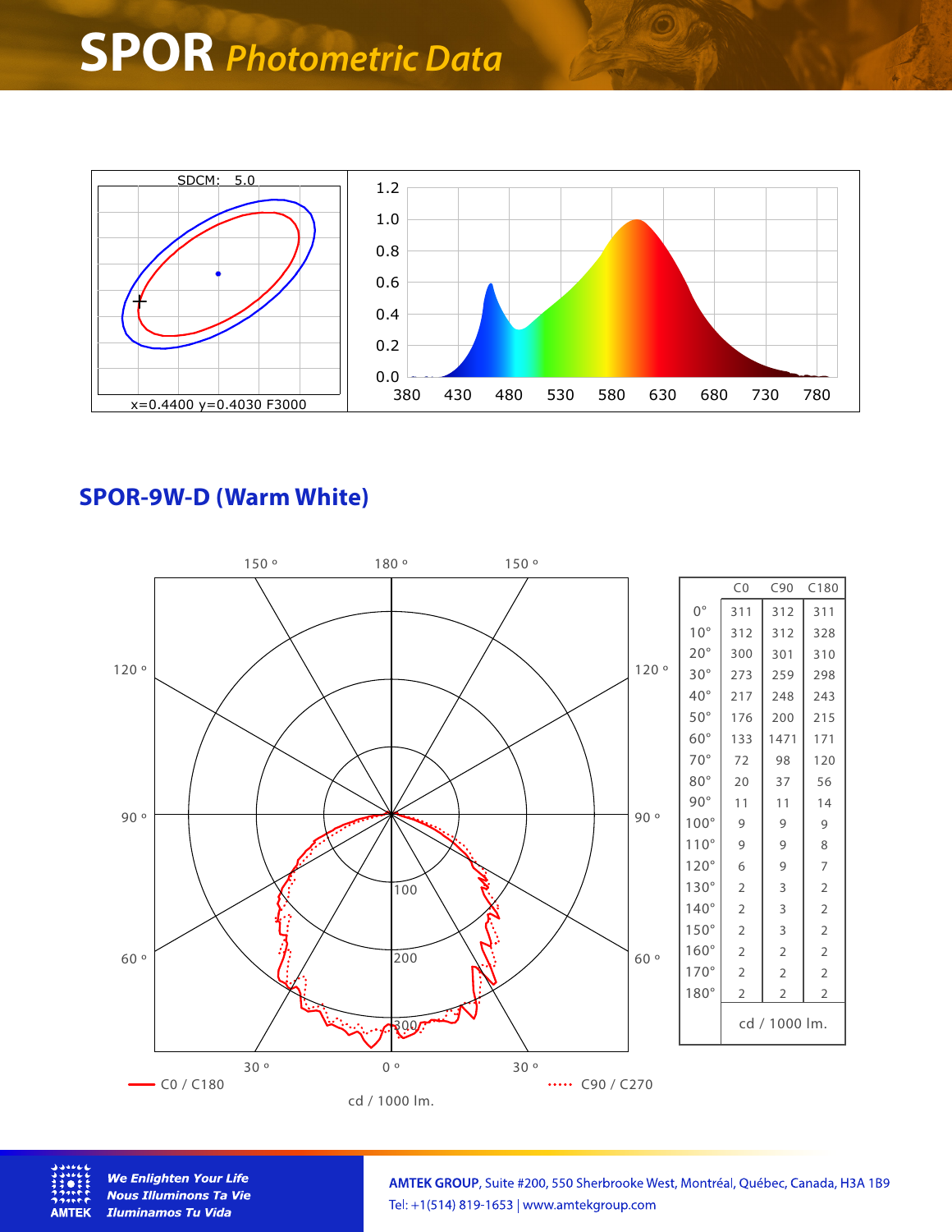# SPOR *Photometric Data*

SDCM: 5.0

x=0.4400 y=0.4030 F3000

1.2
1.0
0.8
0.6
0.4
0.2
0.0

380 430 480 530 580 630 680 730 780

## SPOR-9W-D (Warm White)

150 ° 180 ° 150 °
120 ° 120 °
90 ° 90 °
60 ° 60 °
30 ° 0 ° 30 °
100
200
300

C0 / C180 C90 / C270

cd / 1000 lm.

| | C0 | C90 | C180 |
|---|---|---|---|
| 0° | 311 | 312 | 311 |
| 10° | 312 | 312 | 328 |
| 20° | 300 | 301 | 310 |
| 30° | 273 | 259 | 298 |
| 40° | 217 | 248 | 243 |
| 50° | 176 | 200 | 215 |
| 60° | 133 | 1471 | 171 |
| 70° | 72 | 98 | 120 |
| 80° | 20 | 37 | 56 |
| 90° | 11 | 11 | 14 |
| 100° | 9 | 9 | 9 |
| 110° | 9 | 9 | 8 |
| 120° | 6 | 9 | 7 |
| 130° | 2 | 3 | 2 |
| 140° | 2 | 3 | 2 |
| 150° | 2 | 3 | 2 |
| 160° | 2 | 2 | 2 |
| 170° | 2 | 2 | 2 |
| 180° | 2 | 2 | 2 |
| | cd / 1000 lm. | | |

AMTEK

***We Enlighten Your Life***
***Nous Illuminons Ta Vie***
***Iluminamos Tu Vida***

**AMTEK GROUP**, Suite #200, 550 Sherbrooke West, Montréal, Québec, Canada, H3A 1B9
Tel: +1(514) 819-1653 | www.amtekgroup.com